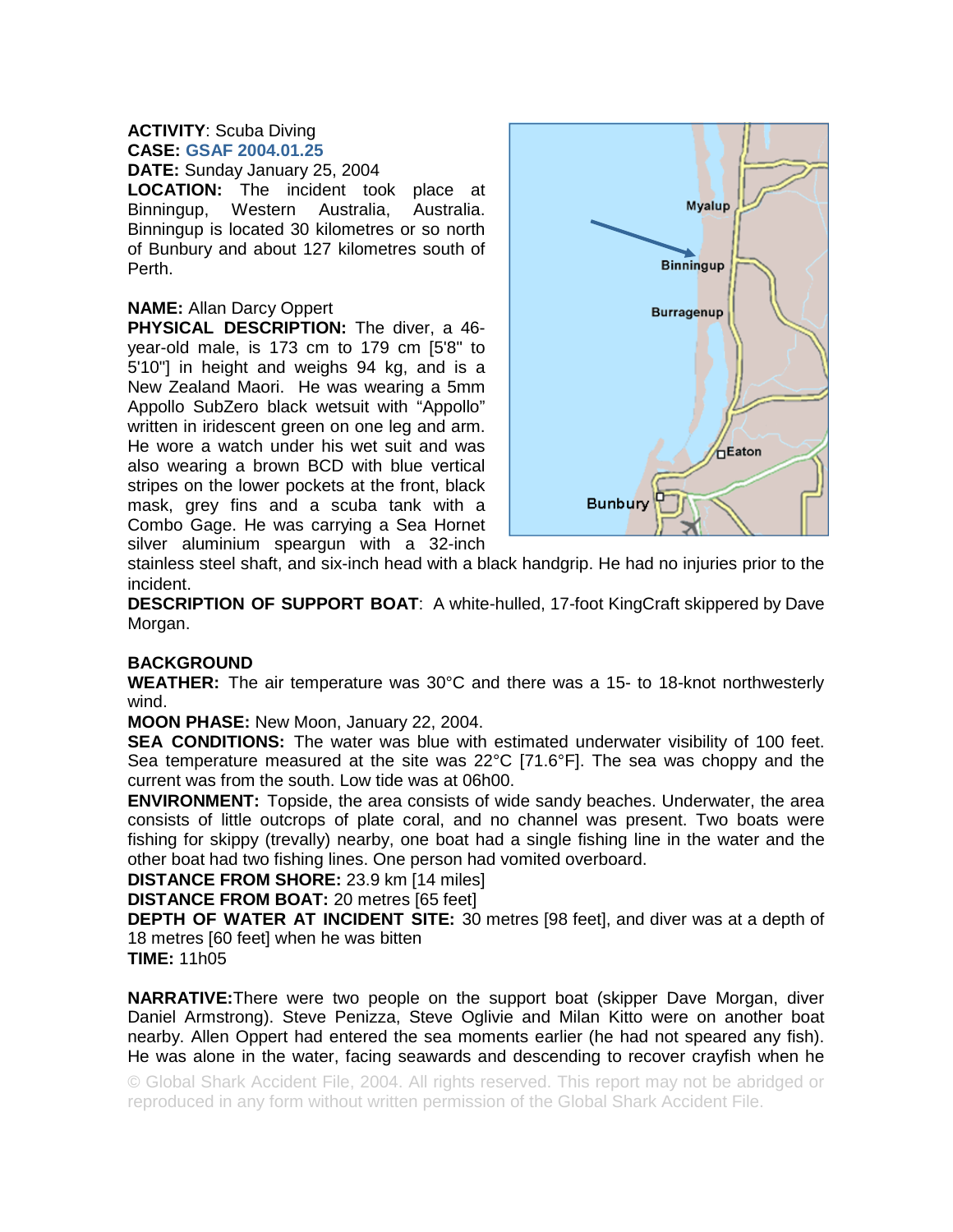**ACTIVITY**: Scuba Diving
**CASE: GSAF 2004.01.25**
**DATE:** Sunday January 25, 2004
**LOCATION:** The incident took place at Binningup, Western Australia, Australia. Binningup is located 30 kilometres or so north of Bunbury and about 127 kilometres south of Perth.

Myalup
Binningup
Burragenup
Eaton
Bunbury

**NAME:** Allan Darcy Oppert
**PHYSICAL DESCRIPTION:** The diver, a 46-year-old male, is 173 cm to 179 cm [5'8" to 5'10"] in height and weighs 94 kg, and is a New Zealand Maori. He was wearing a 5mm Appollo SubZero black wetsuit with "Appollo" written in iridescent green on one leg and arm. He wore a watch under his wet suit and was also wearing a brown BCD with blue vertical stripes on the lower pockets at the front, black mask, grey fins and a scuba tank with a Combo Gage. He was carrying a Sea Hornet silver aluminium speargun with a 32-inch stainless steel shaft, and six-inch head with a black handgrip. He had no injuries prior to the incident.
**DESCRIPTION OF SUPPORT BOAT**: A white-hulled, 17-foot KingCraft skippered by Dave Morgan.

**BACKGROUND**
**WEATHER:** The air temperature was 30°C and there was a 15- to 18-knot northwesterly wind.
**MOON PHASE:** New Moon, January 22, 2004.
**SEA CONDITIONS:** The water was blue with estimated underwater visibility of 100 feet. Sea temperature measured at the site was 22°C [71.6°F]. The sea was choppy and the current was from the south. Low tide was at 06h00.
**ENVIRONMENT:** Topside, the area consists of wide sandy beaches. Underwater, the area consists of little outcrops of plate coral, and no channel was present. Two boats were fishing for skippy (trevally) nearby, one boat had a single fishing line in the water and the other boat had two fishing lines. One person had vomited overboard.
**DISTANCE FROM SHORE:** 23.9 km [14 miles]
**DISTANCE FROM BOAT:** 20 metres [65 feet]
**DEPTH OF WATER AT INCIDENT SITE:** 30 metres [98 feet], and diver was at a depth of 18 metres [60 feet] when he was bitten
**TIME:** 11h05

**NARRATIVE:** There were two people on the support boat (skipper Dave Morgan, diver Daniel Armstrong). Steve Penizza, Steve Oglivie and Milan Kitto were on another boat nearby. Allen Oppert had entered the sea moments earlier (he had not speared any fish). He was alone in the water, facing seawards and descending to recover crayfish when he

© Global Shark Accident File, 2004. All rights reserved. This report may not be abridged or reproduced in any form without written permission of the Global Shark Accident File.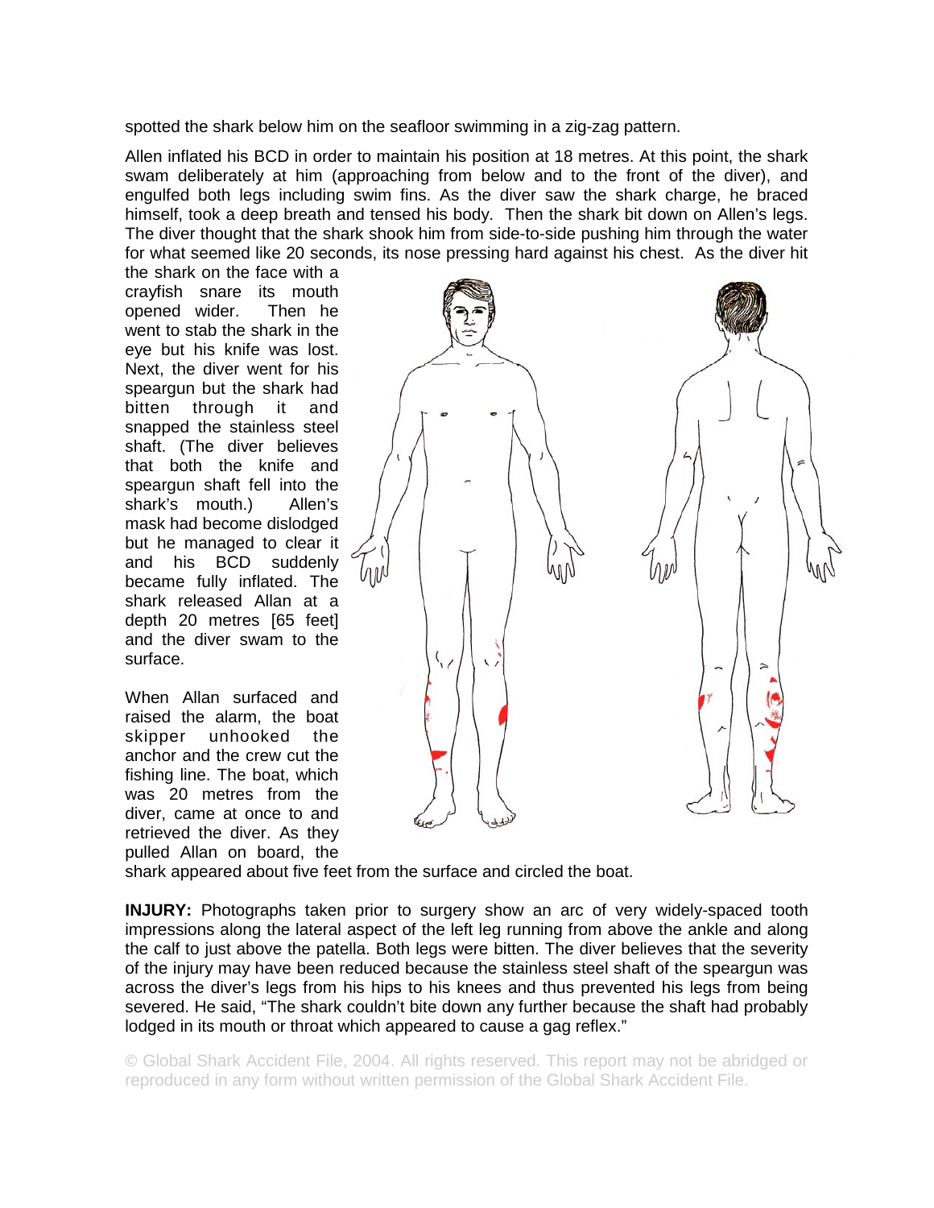spotted the shark below him on the seafloor swimming in a zig-zag pattern.

Allen inflated his BCD in order to maintain his position at 18 metres. At this point, the shark swam deliberately at him (approaching from below and to the front of the diver), and engulfed both legs including swim fins. As the diver saw the shark charge, he braced himself, took a deep breath and tensed his body. Then the shark bit down on Allen's legs. The diver thought that the shark shook him from side-to-side pushing him through the water for what seemed like 20 seconds, its nose pressing hard against his chest. As the diver hit the shark on the face with a crayfish snare its mouth opened wider. Then he went to stab the shark in the eye but his knife was lost. Next, the diver went for his speargun but the shark had bitten through it and snapped the stainless steel shaft. (The diver believes that both the knife and speargun shaft fell into the shark's mouth.) Allen's mask had become dislodged but he managed to clear it and his BCD suddenly became fully inflated. The shark released Allan at a depth 20 metres [65 feet] and the diver swam to the surface.

When Allan surfaced and raised the alarm, the boat skipper unhooked the anchor and the crew cut the fishing line. The boat, which was 20 metres from the diver, came at once to and retrieved the diver. As they pulled Allan on board, the shark appeared about five feet from the surface and circled the boat.

**INJURY:** Photographs taken prior to surgery show an arc of very widely-spaced tooth impressions along the lateral aspect of the left leg running from above the ankle and along the calf to just above the patella. Both legs were bitten. The diver believes that the severity of the injury may have been reduced because the stainless steel shaft of the speargun was across the diver's legs from his hips to his knees and thus prevented his legs from being severed. He said, "The shark couldn't bite down any further because the shaft had probably lodged in its mouth or throat which appeared to cause a gag reflex."

© Global Shark Accident File, 2004. All rights reserved. This report may not be abridged or reproduced in any form without written permission of the Global Shark Accident File.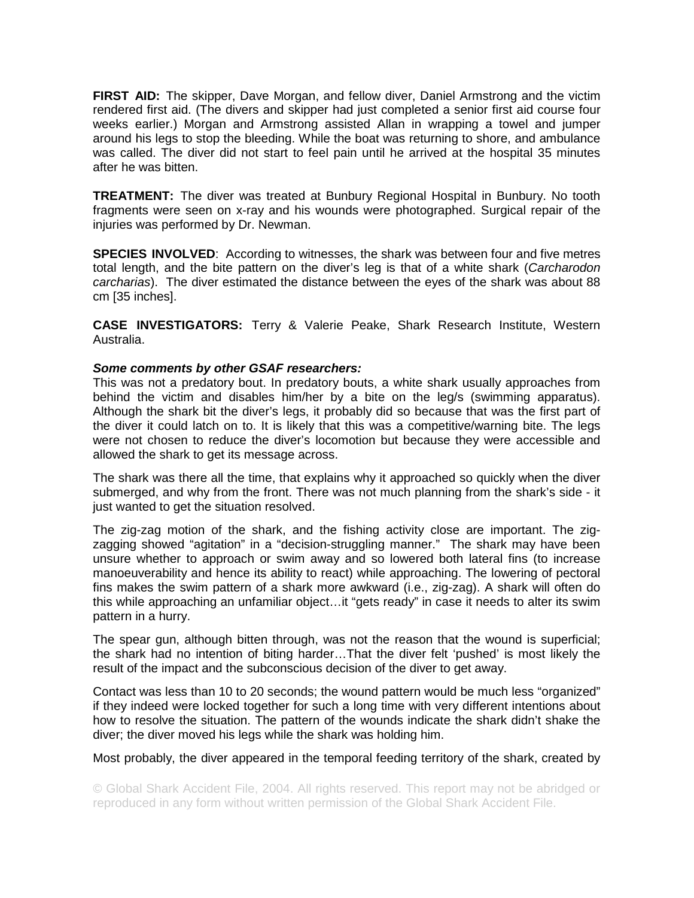**FIRST AID:** The skipper, Dave Morgan, and fellow diver, Daniel Armstrong and the victim rendered first aid. (The divers and skipper had just completed a senior first aid course four weeks earlier.) Morgan and Armstrong assisted Allan in wrapping a towel and jumper around his legs to stop the bleeding. While the boat was returning to shore, and ambulance was called. The diver did not start to feel pain until he arrived at the hospital 35 minutes after he was bitten.

**TREATMENT:** The diver was treated at Bunbury Regional Hospital in Bunbury. No tooth fragments were seen on x-ray and his wounds were photographed. Surgical repair of the injuries was performed by Dr. Newman.

**SPECIES INVOLVED**: According to witnesses, the shark was between four and five metres total length, and the bite pattern on the diver's leg is that of a white shark (*Carcharodon carcharias*). The diver estimated the distance between the eyes of the shark was about 88 cm [35 inches].

**CASE INVESTIGATORS:** Terry & Valerie Peake, Shark Research Institute, Western Australia.

***Some comments by other GSAF researchers:***

This was not a predatory bout. In predatory bouts, a white shark usually approaches from behind the victim and disables him/her by a bite on the leg/s (swimming apparatus). Although the shark bit the diver's legs, it probably did so because that was the first part of the diver it could latch on to. It is likely that this was a competitive/warning bite. The legs were not chosen to reduce the diver's locomotion but because they were accessible and allowed the shark to get its message across.

The shark was there all the time, that explains why it approached so quickly when the diver submerged, and why from the front. There was not much planning from the shark's side - it just wanted to get the situation resolved.

The zig-zag motion of the shark, and the fishing activity close are important. The zig-zagging showed "agitation" in a "decision-struggling manner." The shark may have been unsure whether to approach or swim away and so lowered both lateral fins (to increase manoeuverability and hence its ability to react) while approaching. The lowering of pectoral fins makes the swim pattern of a shark more awkward (i.e., zig-zag). A shark will often do this while approaching an unfamiliar object…it "gets ready" in case it needs to alter its swim pattern in a hurry.

The spear gun, although bitten through, was not the reason that the wound is superficial; the shark had no intention of biting harder…That the diver felt 'pushed' is most likely the result of the impact and the subconscious decision of the diver to get away.

Contact was less than 10 to 20 seconds; the wound pattern would be much less "organized" if they indeed were locked together for such a long time with very different intentions about how to resolve the situation. The pattern of the wounds indicate the shark didn't shake the diver; the diver moved his legs while the shark was holding him.

Most probably, the diver appeared in the temporal feeding territory of the shark, created by

© Global Shark Accident File, 2004. All rights reserved. This report may not be abridged or reproduced in any form without written permission of the Global Shark Accident File.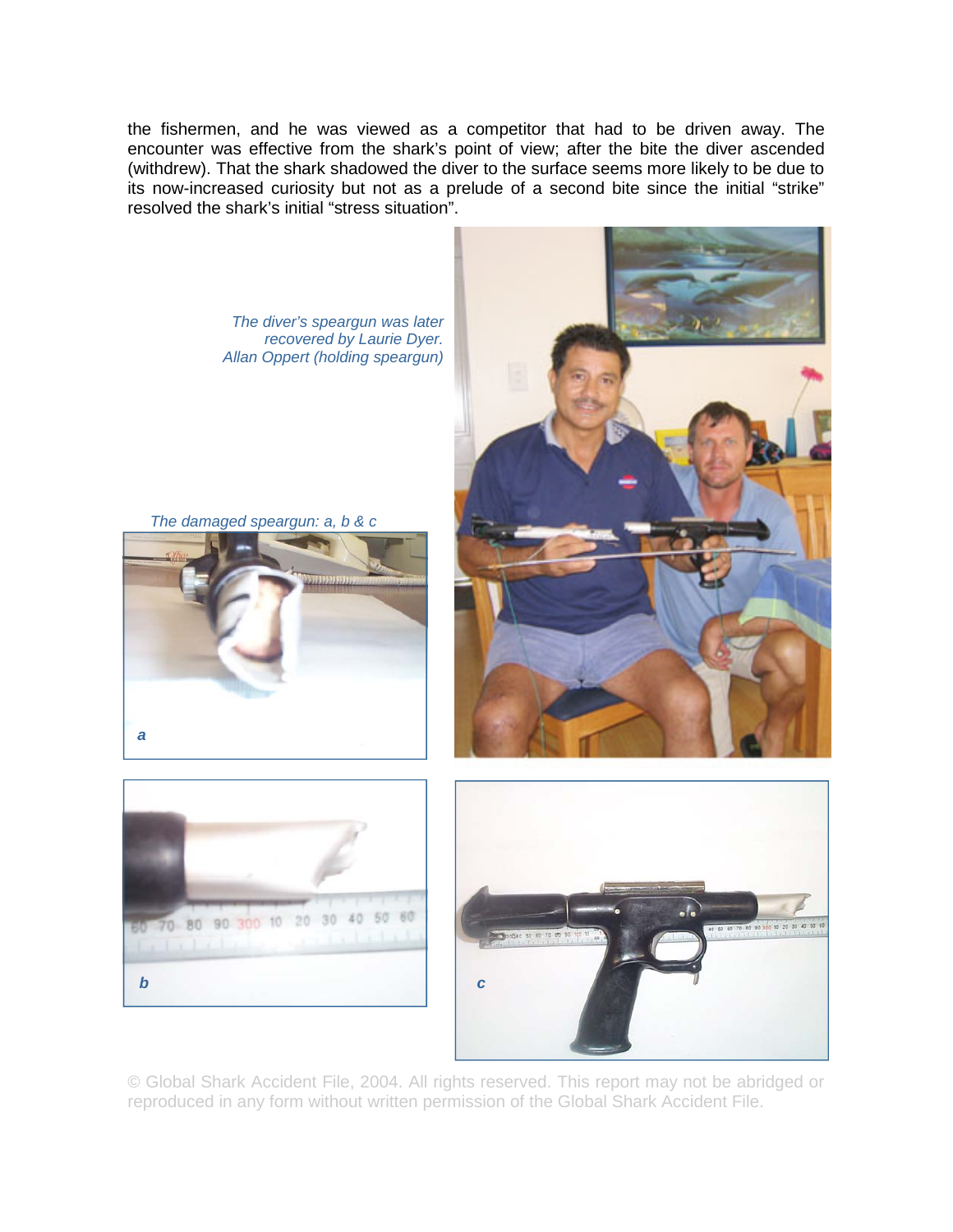the fishermen, and he was viewed as a competitor that had to be driven away. The encounter was effective from the shark's point of view; after the bite the diver ascended (withdrew). That the shark shadowed the diver to the surface seems more likely to be due to its now-increased curiosity but not as a prelude of a second bite since the initial "strike" resolved the shark's initial "stress situation".

*The diver's speargun was later recovered by Laurie Dyer. Allan Oppert (holding speargun)*

*The damaged speargun: a, b & c*

© Global Shark Accident File, 2004. All rights reserved. This report may not be abridged or reproduced in any form without written permission of the Global Shark Accident File.